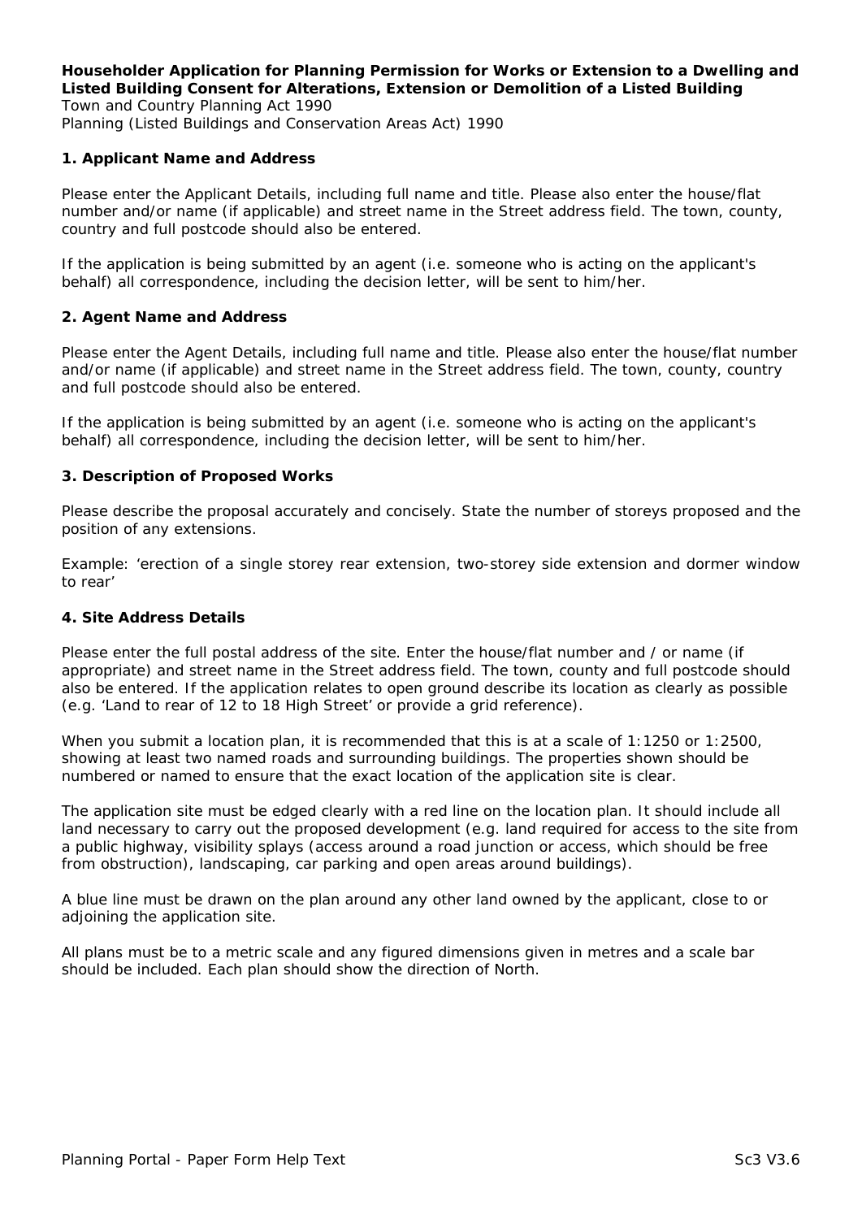**Householder Application for Planning Permission for Works or Extension to a Dwelling and Listed Building Consent for Alterations, Extension or Demolition of a Listed Building**

Town and Country Planning Act 1990
Planning (Listed Buildings and Conservation Areas Act) 1990

### 1. Applicant Name and Address

Please enter the Applicant Details, including full name and title. Please also enter the house/flat number and/or name (if applicable) and street name in the Street address field. The town, county, country and full postcode should also be entered.

If the application is being submitted by an agent (i.e. someone who is acting on the applicant's behalf) all correspondence, including the decision letter, will be sent to him/her.

### 2. Agent Name and Address

Please enter the Agent Details, including full name and title. Please also enter the house/flat number and/or name (if applicable) and street name in the Street address field. The town, county, country and full postcode should also be entered.

If the application is being submitted by an agent (i.e. someone who is acting on the applicant's behalf) all correspondence, including the decision letter, will be sent to him/her.

### 3. Description of Proposed Works

Please describe the proposal accurately and concisely. State the number of storeys proposed and the position of any extensions.

Example: 'erection of a single storey rear extension, two-storey side extension and dormer window to rear'

### 4. Site Address Details

Please enter the full postal address of the site. Enter the house/flat number and / or name (if appropriate) and street name in the Street address field. The town, county and full postcode should also be entered. If the application relates to open ground describe its location as clearly as possible (e.g. 'Land to rear of 12 to 18 High Street' or provide a grid reference).

When you submit a location plan, it is recommended that this is at a scale of 1:1250 or 1:2500, showing at least two named roads and surrounding buildings. The properties shown should be numbered or named to ensure that the exact location of the application site is clear.

The application site must be edged clearly with a red line on the location plan. It should include all land necessary to carry out the proposed development (e.g. land required for access to the site from a public highway, visibility splays (access around a road junction or access, which should be free from obstruction), landscaping, car parking and open areas around buildings).

A blue line must be drawn on the plan around any other land owned by the applicant, close to or adjoining the application site.

All plans must be to a metric scale and any figured dimensions given in metres and a scale bar should be included. Each plan should show the direction of North.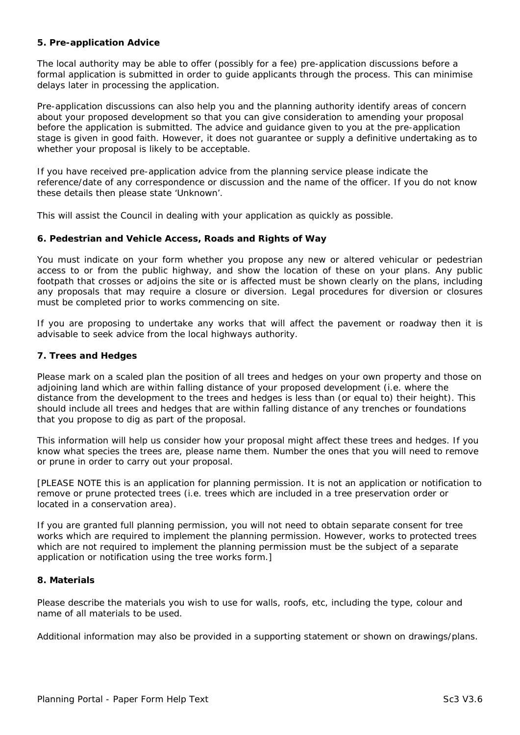**5. Pre-application Advice**

The local authority may be able to offer (possibly for a fee) pre-application discussions before a formal application is submitted in order to guide applicants through the process. This can minimise delays later in processing the application.

Pre-application discussions can also help you and the planning authority identify areas of concern about your proposed development so that you can give consideration to amending your proposal before the application is submitted. The advice and guidance given to you at the pre-application stage is given in good faith. However, it does not guarantee or supply a definitive undertaking as to whether your proposal is likely to be acceptable.

If you have received pre-application advice from the planning service please indicate the reference/date of any correspondence or discussion and the name of the officer. If you do not know these details then please state 'Unknown'.

This will assist the Council in dealing with your application as quickly as possible.

**6. Pedestrian and Vehicle Access, Roads and Rights of Way**

You must indicate on your form whether you propose any new or altered vehicular or pedestrian access to or from the public highway, and show the location of these on your plans. Any public footpath that crosses or adjoins the site or is affected must be shown clearly on the plans, including any proposals that may require a closure or diversion. Legal procedures for diversion or closures must be completed prior to works commencing on site.

If you are proposing to undertake any works that will affect the pavement or roadway then it is advisable to seek advice from the local highways authority.

**7. Trees and Hedges**

Please mark on a scaled plan the position of all trees and hedges on your own property and those on adjoining land which are within falling distance of your proposed development (i.e. where the distance from the development to the trees and hedges is less than (or equal to) their height). This should include all trees and hedges that are within falling distance of any trenches or foundations that you propose to dig as part of the proposal.

This information will help us consider how your proposal might affect these trees and hedges. If you know what species the trees are, please name them. Number the ones that you will need to remove or prune in order to carry out your proposal.

[PLEASE NOTE this is an application for planning permission. It is not an application or notification to remove or prune protected trees (i.e. trees which are included in a tree preservation order or located in a conservation area).

If you are granted full planning permission, you will not need to obtain separate consent for tree works which are required to implement the planning permission. However, works to protected trees which are not required to implement the planning permission must be the subject of a separate application or notification using the tree works form.]

**8. Materials**

Please describe the materials you wish to use for walls, roofs, etc, including the type, colour and name of all materials to be used.

Additional information may also be provided in a supporting statement or shown on drawings/plans.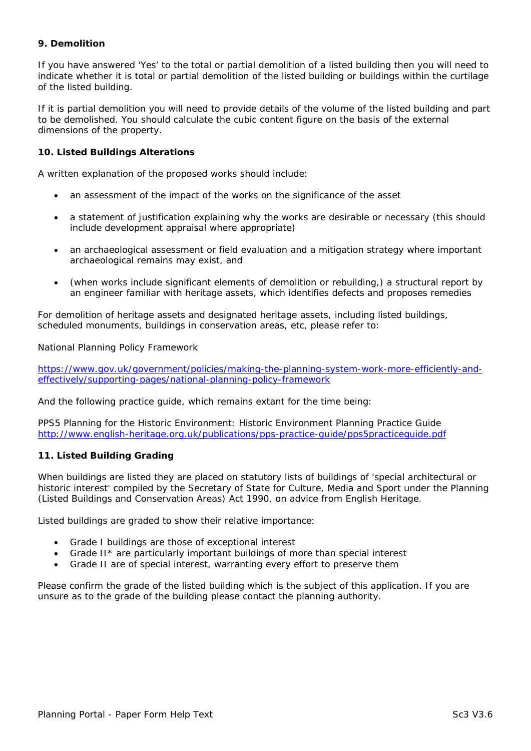### 9. Demolition

If you have answered 'Yes' to the total or partial demolition of a listed building then you will need to indicate whether it is total or partial demolition of the listed building or buildings within the curtilage of the listed building.

If it is partial demolition you will need to provide details of the volume of the listed building and part to be demolished. You should calculate the cubic content figure on the basis of the external dimensions of the property.

### 10. Listed Buildings Alterations

A written explanation of the proposed works should include:

- an assessment of the impact of the works on the significance of the asset
- a statement of justification explaining why the works are desirable or necessary (this should include development appraisal where appropriate)
- an archaeological assessment or field evaluation and a mitigation strategy where important archaeological remains may exist, and
- (when works include significant elements of demolition or rebuilding,) a structural report by an engineer familiar with heritage assets, which identifies defects and proposes remedies

For demolition of heritage assets and designated heritage assets, including listed buildings, scheduled monuments, buildings in conservation areas, etc, please refer to:

National Planning Policy Framework

https://www.gov.uk/government/policies/making-the-planning-system-work-more-efficiently-and-effectively/supporting-pages/national-planning-policy-framework

And the following practice guide, which remains extant for the time being:

PPS5 Planning for the Historic Environment: Historic Environment Planning Practice Guide
http://www.english-heritage.org.uk/publications/pps-practice-guide/pps5practiceguide.pdf

### 11. Listed Building Grading

When buildings are listed they are placed on statutory lists of buildings of 'special architectural or historic interest' compiled by the Secretary of State for Culture, Media and Sport under the Planning (Listed Buildings and Conservation Areas) Act 1990, on advice from English Heritage.

Listed buildings are graded to show their relative importance:

- Grade I buildings are those of exceptional interest
- Grade II* are particularly important buildings of more than special interest
- Grade II are of special interest, warranting every effort to preserve them

Please confirm the grade of the listed building which is the subject of this application. If you are unsure as to the grade of the building please contact the planning authority.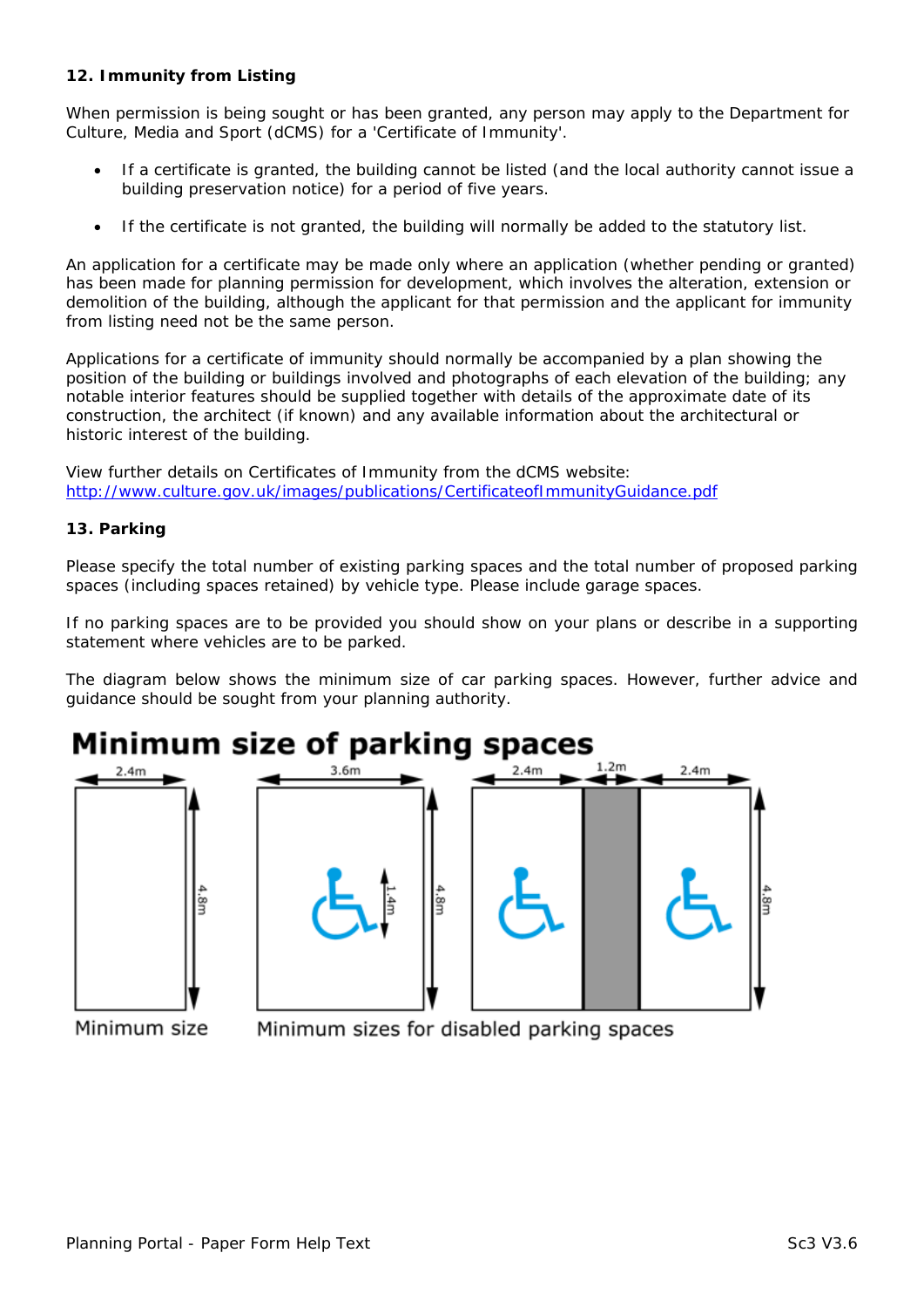**12. Immunity from Listing**

When permission is being sought or has been granted, any person may apply to the Department for Culture, Media and Sport (dCMS) for a 'Certificate of Immunity'.

- If a certificate is granted, the building cannot be listed (and the local authority cannot issue a building preservation notice) for a period of five years.
- If the certificate is not granted, the building will normally be added to the statutory list.

An application for a certificate may be made only where an application (whether pending or granted) has been made for planning permission for development, which involves the alteration, extension or demolition of the building, although the applicant for that permission and the applicant for immunity from listing need not be the same person.

Applications for a certificate of immunity should normally be accompanied by a plan showing the position of the building or buildings involved and photographs of each elevation of the building; any notable interior features should be supplied together with details of the approximate date of its construction, the architect (if known) and any available information about the architectural or historic interest of the building.

View further details on Certificates of Immunity from the dCMS website:
http://www.culture.gov.uk/images/publications/CertificateofImmunityGuidance.pdf

**13. Parking**

Please specify the total number of existing parking spaces and the total number of proposed parking spaces (including spaces retained) by vehicle type. Please include garage spaces.

If no parking spaces are to be provided you should show on your plans or describe in a supporting statement where vehicles are to be parked.

The diagram below shows the minimum size of car parking spaces. However, further advice and guidance should be sought from your planning authority.

**Minimum size of parking spaces**

2.4m | 4.8m — Minimum size

3.6m | 4.8m | 1.4m — 2.4m | 1.2m | 2.4m | 4.8m — Minimum sizes for disabled parking spaces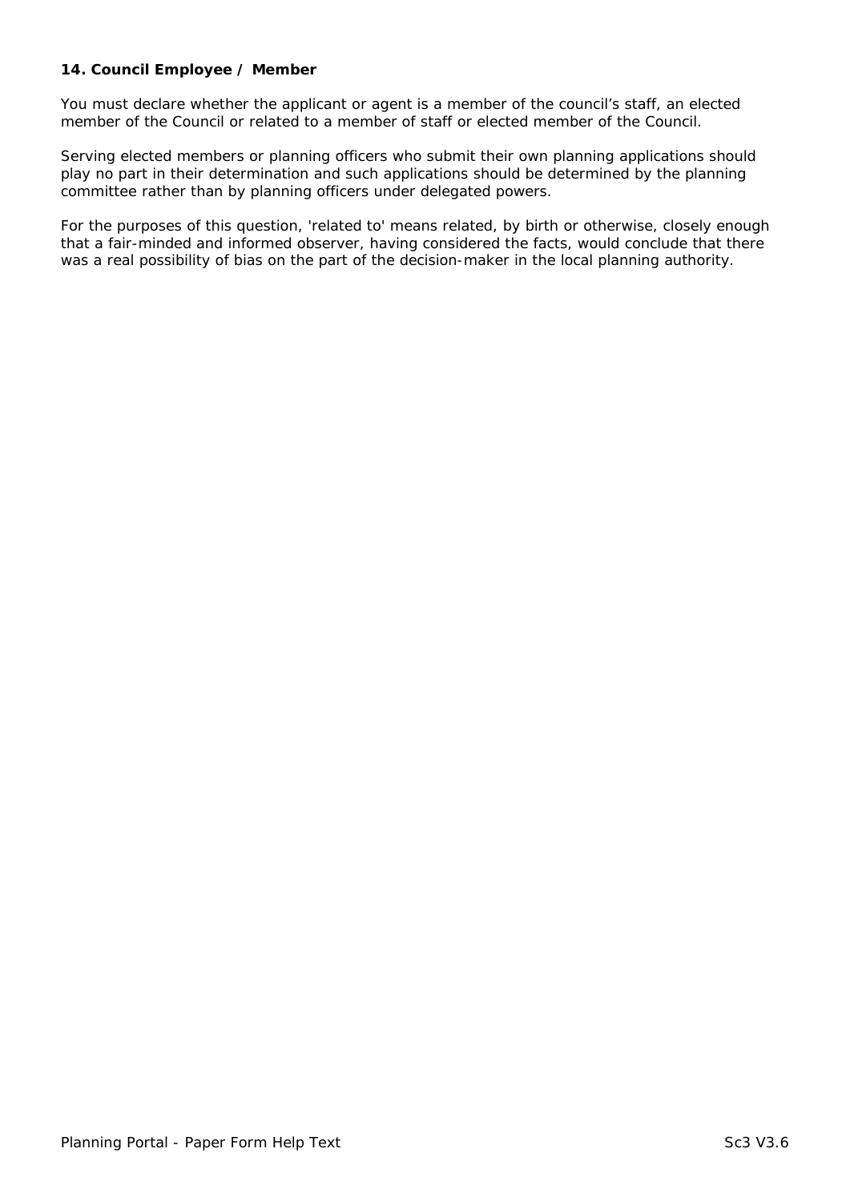**14. Council Employee / Member**

You must declare whether the applicant or agent is a member of the council's staff, an elected member of the Council or related to a member of staff or elected member of the Council.

Serving elected members or planning officers who submit their own planning applications should play no part in their determination and such applications should be determined by the planning committee rather than by planning officers under delegated powers.

For the purposes of this question, 'related to' means related, by birth or otherwise, closely enough that a fair-minded and informed observer, having considered the facts, would conclude that there was a real possibility of bias on the part of the decision-maker in the local planning authority.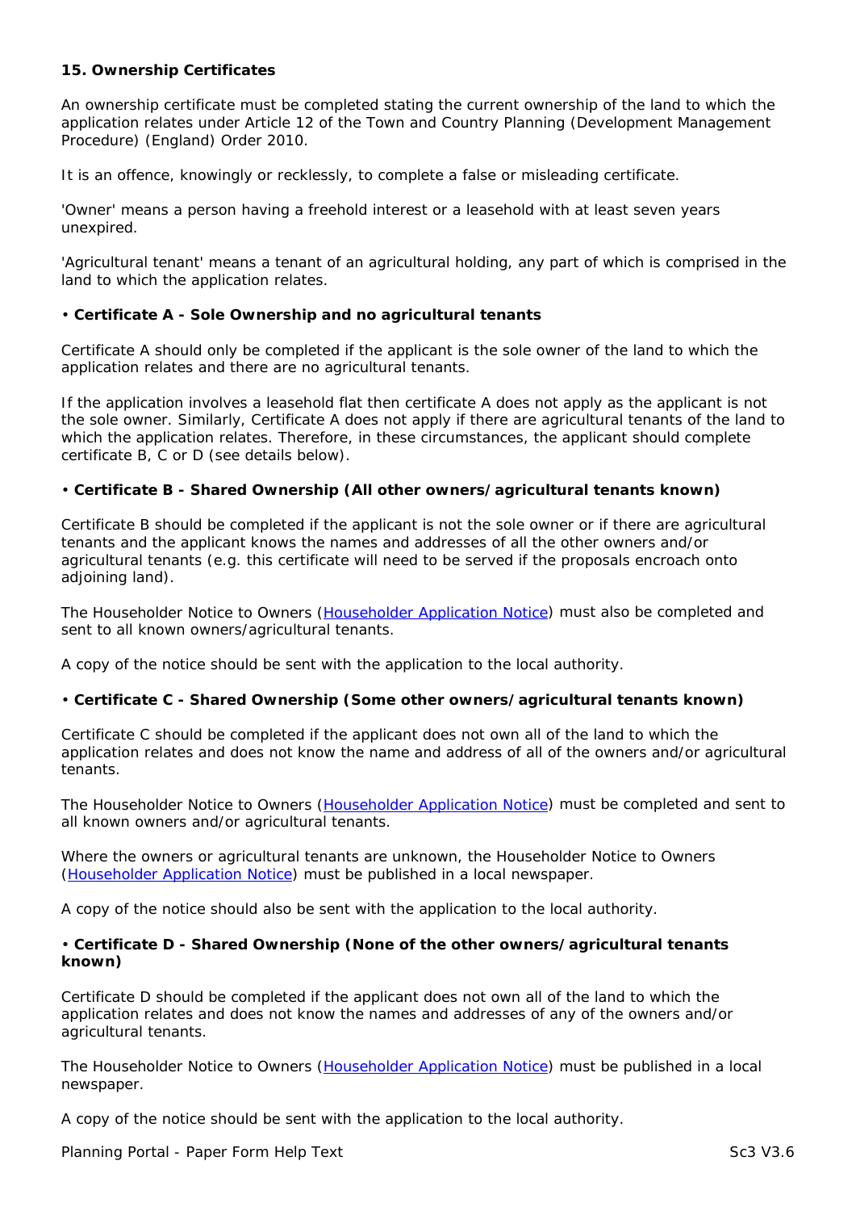**15. Ownership Certificates**

An ownership certificate must be completed stating the current ownership of the land to which the application relates under Article 12 of the Town and Country Planning (Development Management Procedure) (England) Order 2010.

It is an offence, knowingly or recklessly, to complete a false or misleading certificate.

'Owner' means a person having a freehold interest or a leasehold with at least seven years unexpired.

'Agricultural tenant' means a tenant of an agricultural holding, any part of which is comprised in the land to which the application relates.

• **Certificate A - Sole Ownership and no agricultural tenants**

Certificate A should only be completed if the applicant is the sole owner of the land to which the application relates and there are no agricultural tenants.

If the application involves a leasehold flat then certificate A does not apply as the applicant is not the sole owner. Similarly, Certificate A does not apply if there are agricultural tenants of the land to which the application relates. Therefore, in these circumstances, the applicant should complete certificate B, C or D (see details below).

• **Certificate B - Shared Ownership (All other owners/agricultural tenants known)**

Certificate B should be completed if the applicant is not the sole owner or if there are agricultural tenants and the applicant knows the names and addresses of all the other owners and/or agricultural tenants (e.g. this certificate will need to be served if the proposals encroach onto adjoining land).

The Householder Notice to Owners (Householder Application Notice) must also be completed and sent to all known owners/agricultural tenants.

A copy of the notice should be sent with the application to the local authority.

• **Certificate C - Shared Ownership (Some other owners/agricultural tenants known)**

Certificate C should be completed if the applicant does not own all of the land to which the application relates and does not know the name and address of all of the owners and/or agricultural tenants.

The Householder Notice to Owners (Householder Application Notice) must be completed and sent to all known owners and/or agricultural tenants.

Where the owners or agricultural tenants are unknown, the Householder Notice to Owners (Householder Application Notice) must be published in a local newspaper.

A copy of the notice should also be sent with the application to the local authority.

• **Certificate D - Shared Ownership (None of the other owners/agricultural tenants known)**

Certificate D should be completed if the applicant does not own all of the land to which the application relates and does not know the names and addresses of any of the owners and/or agricultural tenants.

The Householder Notice to Owners (Householder Application Notice) must be published in a local newspaper.

A copy of the notice should be sent with the application to the local authority.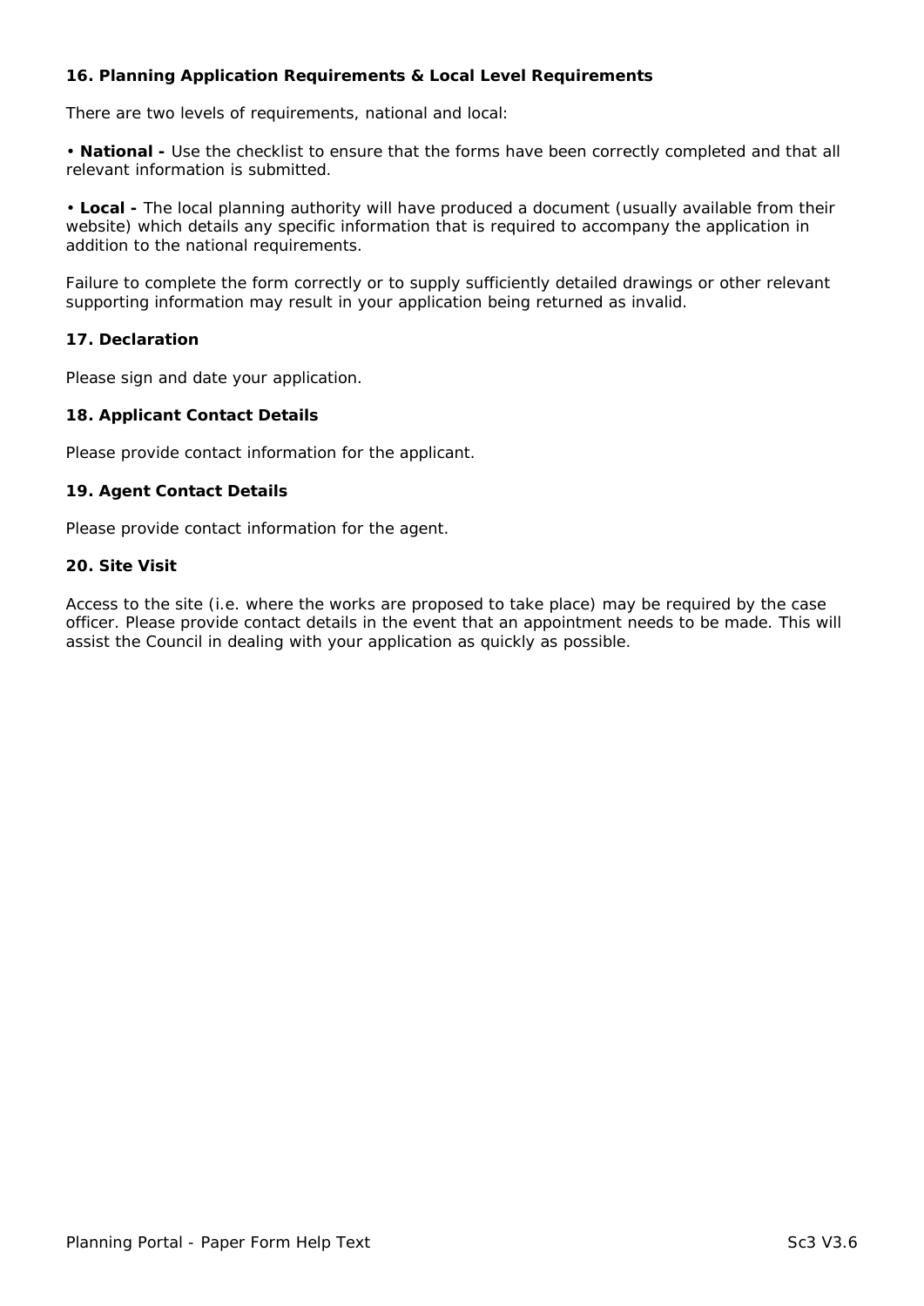**16. Planning Application Requirements & Local Level Requirements**

There are two levels of requirements, national and local:

- **National -** Use the checklist to ensure that the forms have been correctly completed and that all relevant information is submitted.

- **Local -** The local planning authority will have produced a document (usually available from their website) which details any specific information that is required to accompany the application in addition to the national requirements.

Failure to complete the form correctly or to supply sufficiently detailed drawings or other relevant supporting information may result in your application being returned as invalid.

**17. Declaration**

Please sign and date your application.

**18. Applicant Contact Details**

Please provide contact information for the applicant.

**19. Agent Contact Details**

Please provide contact information for the agent.

**20. Site Visit**

Access to the site (i.e. where the works are proposed to take place) may be required by the case officer. Please provide contact details in the event that an appointment needs to be made. This will assist the Council in dealing with your application as quickly as possible.